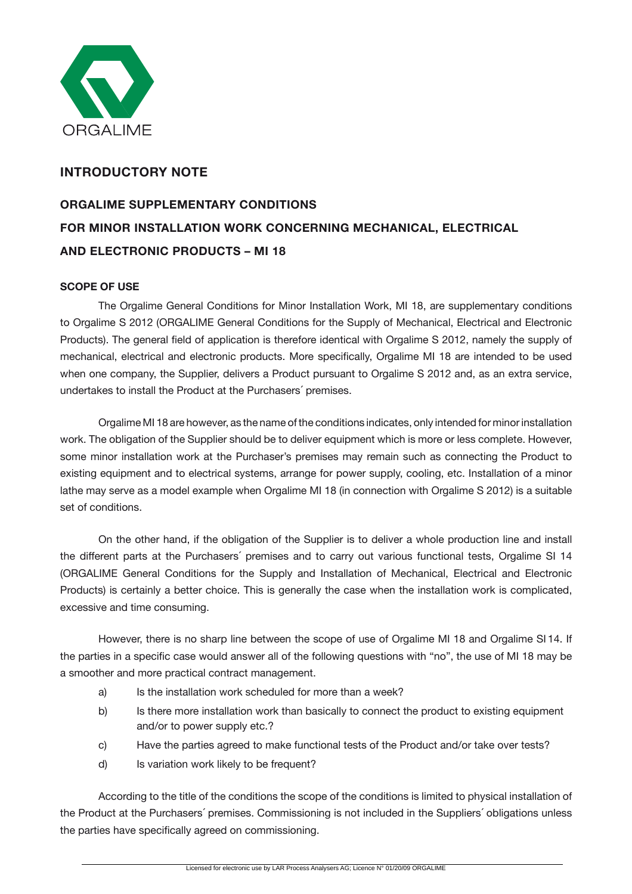ORGALIME

## INTRODUCTORY NOTE

## ORGALIME SUPPLEMENTARY CONDITIONS
## FOR MINOR INSTALLATION WORK CONCERNING MECHANICAL, ELECTRICAL AND ELECTRONIC PRODUCTS – MI 18

### SCOPE OF USE

The Orgalime General Conditions for Minor Installation Work, MI 18, are supplementary conditions to Orgalime S 2012 (ORGALIME General Conditions for the Supply of Mechanical, Electrical and Electronic Products). The general field of application is therefore identical with Orgalime S 2012, namely the supply of mechanical, electrical and electronic products. More specifically, Orgalime MI 18 are intended to be used when one company, the Supplier, delivers a Product pursuant to Orgalime S 2012 and, as an extra service, undertakes to install the Product at the Purchasers´ premises.

Orgalime MI 18 are however, as the name of the conditions indicates, only intended for minor installation work. The obligation of the Supplier should be to deliver equipment which is more or less complete. However, some minor installation work at the Purchaser's premises may remain such as connecting the Product to existing equipment and to electrical systems, arrange for power supply, cooling, etc. Installation of a minor lathe may serve as a model example when Orgalime MI 18 (in connection with Orgalime S 2012) is a suitable set of conditions.

On the other hand, if the obligation of the Supplier is to deliver a whole production line and install the different parts at the Purchasers´ premises and to carry out various functional tests, Orgalime SI 14 (ORGALIME General Conditions for the Supply and Installation of Mechanical, Electrical and Electronic Products) is certainly a better choice. This is generally the case when the installation work is complicated, excessive and time consuming.

However, there is no sharp line between the scope of use of Orgalime MI 18 and Orgalime SI 14. If the parties in a specific case would answer all of the following questions with "no", the use of MI 18 may be a smoother and more practical contract management.

a) Is the installation work scheduled for more than a week?

b) Is there more installation work than basically to connect the product to existing equipment and/or to power supply etc.?

c) Have the parties agreed to make functional tests of the Product and/or take over tests?

d) Is variation work likely to be frequent?

According to the title of the conditions the scope of the conditions is limited to physical installation of the Product at the Purchasers´ premises. Commissioning is not included in the Suppliers´ obligations unless the parties have specifically agreed on commissioning.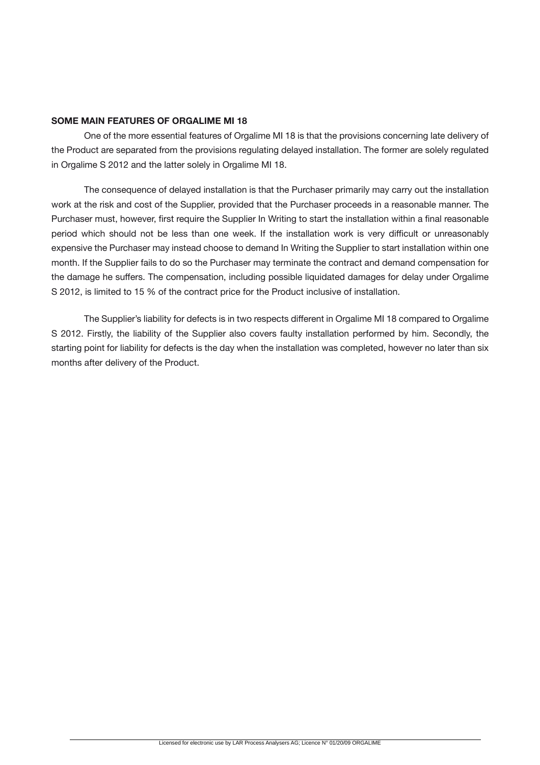**SOME MAIN FEATURES OF ORGALIME MI 18**

One of the more essential features of Orgalime MI 18 is that the provisions concerning late delivery of the Product are separated from the provisions regulating delayed installation. The former are solely regulated in Orgalime S 2012 and the latter solely in Orgalime MI 18.

The consequence of delayed installation is that the Purchaser primarily may carry out the installation work at the risk and cost of the Supplier, provided that the Purchaser proceeds in a reasonable manner. The Purchaser must, however, first require the Supplier In Writing to start the installation within a final reasonable period which should not be less than one week. If the installation work is very difficult or unreasonably expensive the Purchaser may instead choose to demand In Writing the Supplier to start installation within one month. If the Supplier fails to do so the Purchaser may terminate the contract and demand compensation for the damage he suffers. The compensation, including possible liquidated damages for delay under Orgalime S 2012, is limited to 15 % of the contract price for the Product inclusive of installation.

The Supplier's liability for defects is in two respects different in Orgalime MI 18 compared to Orgalime S 2012. Firstly, the liability of the Supplier also covers faulty installation performed by him. Secondly, the starting point for liability for defects is the day when the installation was completed, however no later than six months after delivery of the Product.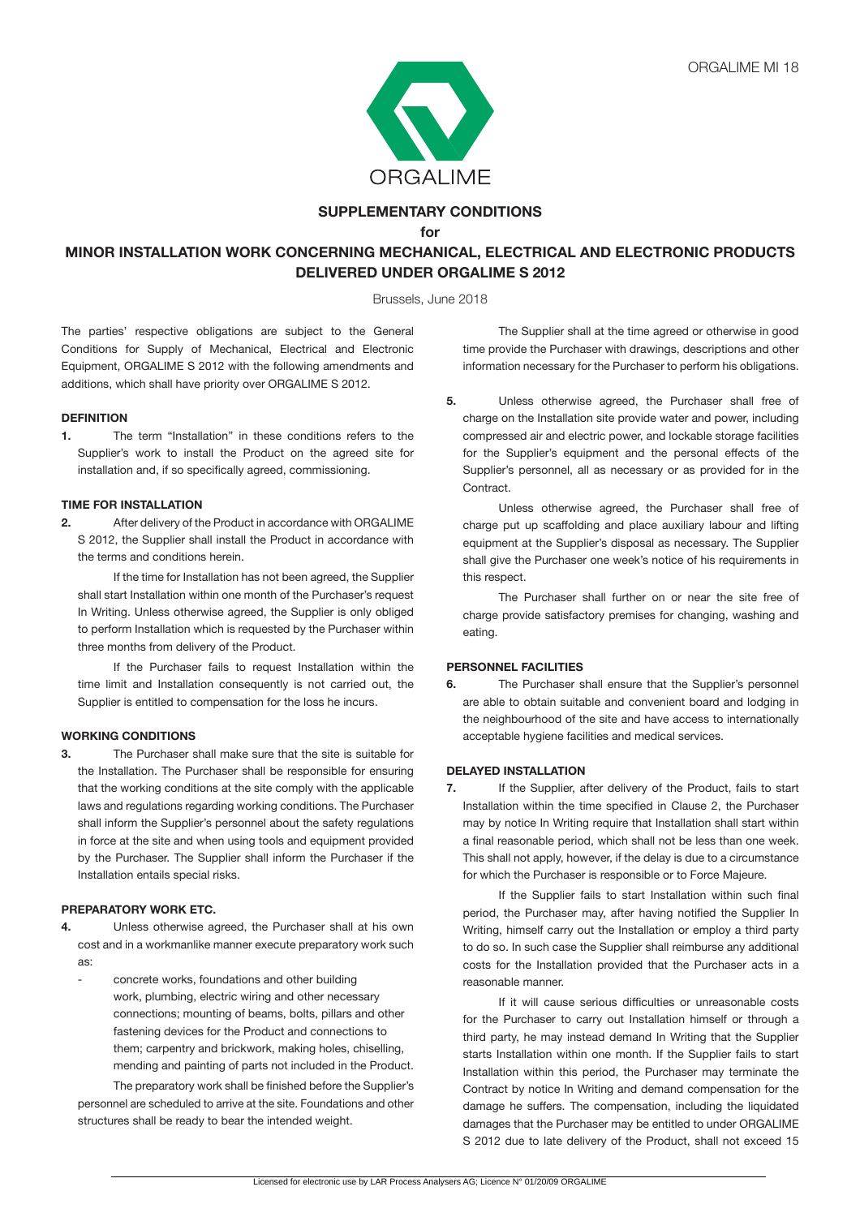# SUPPLEMENTARY CONDITIONS

**for**

## MINOR INSTALLATION WORK CONCERNING MECHANICAL, ELECTRICAL AND ELECTRONIC PRODUCTS DELIVERED UNDER ORGALIME S 2012

Brussels, June 2018

The parties' respective obligations are subject to the General Conditions for Supply of Mechanical, Electrical and Electronic Equipment, ORGALIME S 2012 with the following amendments and additions, which shall have priority over ORGALIME S 2012.

### DEFINITION

**1.** The term "Installation" in these conditions refers to the Supplier's work to install the Product on the agreed site for installation and, if so specifically agreed, commissioning.

### TIME FOR INSTALLATION

**2.** After delivery of the Product in accordance with ORGALIME S 2012, the Supplier shall install the Product in accordance with the terms and conditions herein.

If the time for Installation has not been agreed, the Supplier shall start Installation within one month of the Purchaser's request In Writing. Unless otherwise agreed, the Supplier is only obliged to perform Installation which is requested by the Purchaser within three months from delivery of the Product.

If the Purchaser fails to request Installation within the time limit and Installation consequently is not carried out, the Supplier is entitled to compensation for the loss he incurs.

### WORKING CONDITIONS

**3.** The Purchaser shall make sure that the site is suitable for the Installation. The Purchaser shall be responsible for ensuring that the working conditions at the site comply with the applicable laws and regulations regarding working conditions. The Purchaser shall inform the Supplier's personnel about the safety regulations in force at the site and when using tools and equipment provided by the Purchaser. The Supplier shall inform the Purchaser if the Installation entails special risks.

### PREPARATORY WORK ETC.

**4.** Unless otherwise agreed, the Purchaser shall at his own cost and in a workmanlike manner execute preparatory work such as:

- concrete works, foundations and other building work, plumbing, electric wiring and other necessary connections; mounting of beams, bolts, pillars and other fastening devices for the Product and connections to them; carpentry and brickwork, making holes, chiselling, mending and painting of parts not included in the Product.

The preparatory work shall be finished before the Supplier's personnel are scheduled to arrive at the site. Foundations and other structures shall be ready to bear the intended weight.

The Supplier shall at the time agreed or otherwise in good time provide the Purchaser with drawings, descriptions and other information necessary for the Purchaser to perform his obligations.

**5.** Unless otherwise agreed, the Purchaser shall free of charge on the Installation site provide water and power, including compressed air and electric power, and lockable storage facilities for the Supplier's equipment and the personal effects of the Supplier's personnel, all as necessary or as provided for in the Contract.

Unless otherwise agreed, the Purchaser shall free of charge put up scaffolding and place auxiliary labour and lifting equipment at the Supplier's disposal as necessary. The Supplier shall give the Purchaser one week's notice of his requirements in this respect.

The Purchaser shall further on or near the site free of charge provide satisfactory premises for changing, washing and eating.

### PERSONNEL FACILITIES

**6.** The Purchaser shall ensure that the Supplier's personnel are able to obtain suitable and convenient board and lodging in the neighbourhood of the site and have access to internationally acceptable hygiene facilities and medical services.

### DELAYED INSTALLATION

**7.** If the Supplier, after delivery of the Product, fails to start Installation within the time specified in Clause 2, the Purchaser may by notice In Writing require that Installation shall start within a final reasonable period, which shall not be less than one week. This shall not apply, however, if the delay is due to a circumstance for which the Purchaser is responsible or to Force Majeure.

If the Supplier fails to start Installation within such final period, the Purchaser may, after having notified the Supplier In Writing, himself carry out the Installation or employ a third party to do so. In such case the Supplier shall reimburse any additional costs for the Installation provided that the Purchaser acts in a reasonable manner.

If it will cause serious difficulties or unreasonable costs for the Purchaser to carry out Installation himself or through a third party, he may instead demand In Writing that the Supplier starts Installation within one month. If the Supplier fails to start Installation within this period, the Purchaser may terminate the Contract by notice In Writing and demand compensation for the damage he suffers. The compensation, including the liquidated damages that the Purchaser may be entitled to under ORGALIME S 2012 due to late delivery of the Product, shall not exceed 15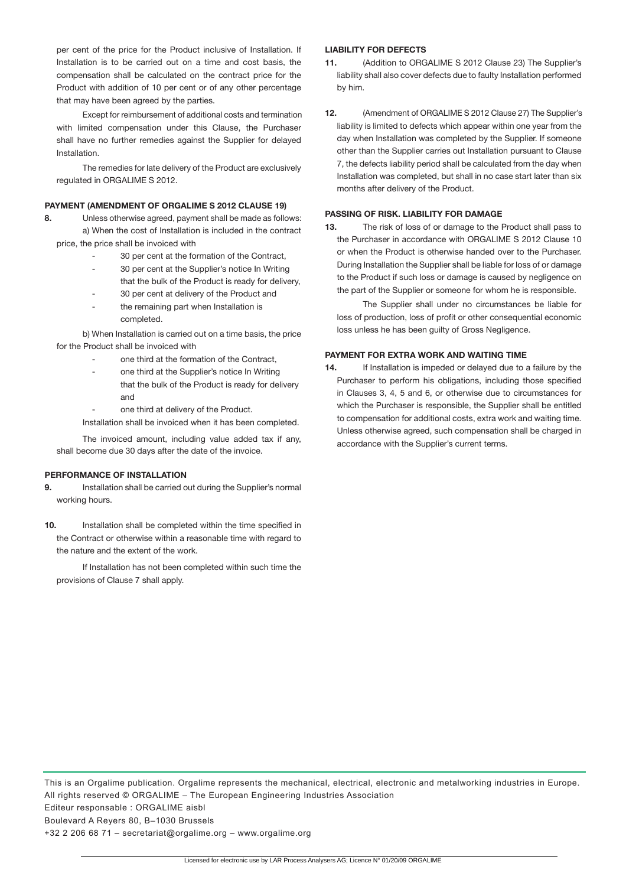per cent of the price for the Product inclusive of Installation. If Installation is to be carried out on a time and cost basis, the compensation shall be calculated on the contract price for the Product with addition of 10 per cent or of any other percentage that may have been agreed by the parties.

Except for reimbursement of additional costs and termination with limited compensation under this Clause, the Purchaser shall have no further remedies against the Supplier for delayed Installation.

The remedies for late delivery of the Product are exclusively regulated in ORGALIME S 2012.

### PAYMENT (AMENDMENT OF ORGALIME S 2012 CLAUSE 19)

**8.** Unless otherwise agreed, payment shall be made as follows:

a) When the cost of Installation is included in the contract price, the price shall be invoiced with

- 30 per cent at the formation of the Contract,
- 30 per cent at the Supplier's notice In Writing that the bulk of the Product is ready for delivery,
- 30 per cent at delivery of the Product and
- the remaining part when Installation is completed.

b) When Installation is carried out on a time basis, the price for the Product shall be invoiced with

- one third at the formation of the Contract,
- one third at the Supplier's notice In Writing that the bulk of the Product is ready for delivery and
- one third at delivery of the Product.

Installation shall be invoiced when it has been completed.

The invoiced amount, including value added tax if any, shall become due 30 days after the date of the invoice.

### PERFORMANCE OF INSTALLATION

**9.** Installation shall be carried out during the Supplier's normal working hours.

**10.** Installation shall be completed within the time specified in the Contract or otherwise within a reasonable time with regard to the nature and the extent of the work.

If Installation has not been completed within such time the provisions of Clause 7 shall apply.

### LIABILITY FOR DEFECTS

**11.** (Addition to ORGALIME S 2012 Clause 23) The Supplier's liability shall also cover defects due to faulty Installation performed by him.

**12.** (Amendment of ORGALIME S 2012 Clause 27) The Supplier's liability is limited to defects which appear within one year from the day when Installation was completed by the Supplier. If someone other than the Supplier carries out Installation pursuant to Clause 7, the defects liability period shall be calculated from the day when Installation was completed, but shall in no case start later than six months after delivery of the Product.

### PASSING OF RISK. LIABILITY FOR DAMAGE

**13.** The risk of loss of or damage to the Product shall pass to the Purchaser in accordance with ORGALIME S 2012 Clause 10 or when the Product is otherwise handed over to the Purchaser. During Installation the Supplier shall be liable for loss of or damage to the Product if such loss or damage is caused by negligence on the part of the Supplier or someone for whom he is responsible.

The Supplier shall under no circumstances be liable for loss of production, loss of profit or other consequential economic loss unless he has been guilty of Gross Negligence.

### PAYMENT FOR EXTRA WORK AND WAITING TIME

**14.** If Installation is impeded or delayed due to a failure by the Purchaser to perform his obligations, including those specified in Clauses 3, 4, 5 and 6, or otherwise due to circumstances for which the Purchaser is responsible, the Supplier shall be entitled to compensation for additional costs, extra work and waiting time. Unless otherwise agreed, such compensation shall be charged in accordance with the Supplier's current terms.

This is an Orgalime publication. Orgalime represents the mechanical, electrical, electronic and metalworking industries in Europe.
All rights reserved © ORGALIME – The European Engineering Industries Association
Editeur responsable : ORGALIME aisbl
Boulevard A Reyers 80, B–1030 Brussels
+32 2 206 68 71 – secretariat@orgalime.org – www.orgalime.org